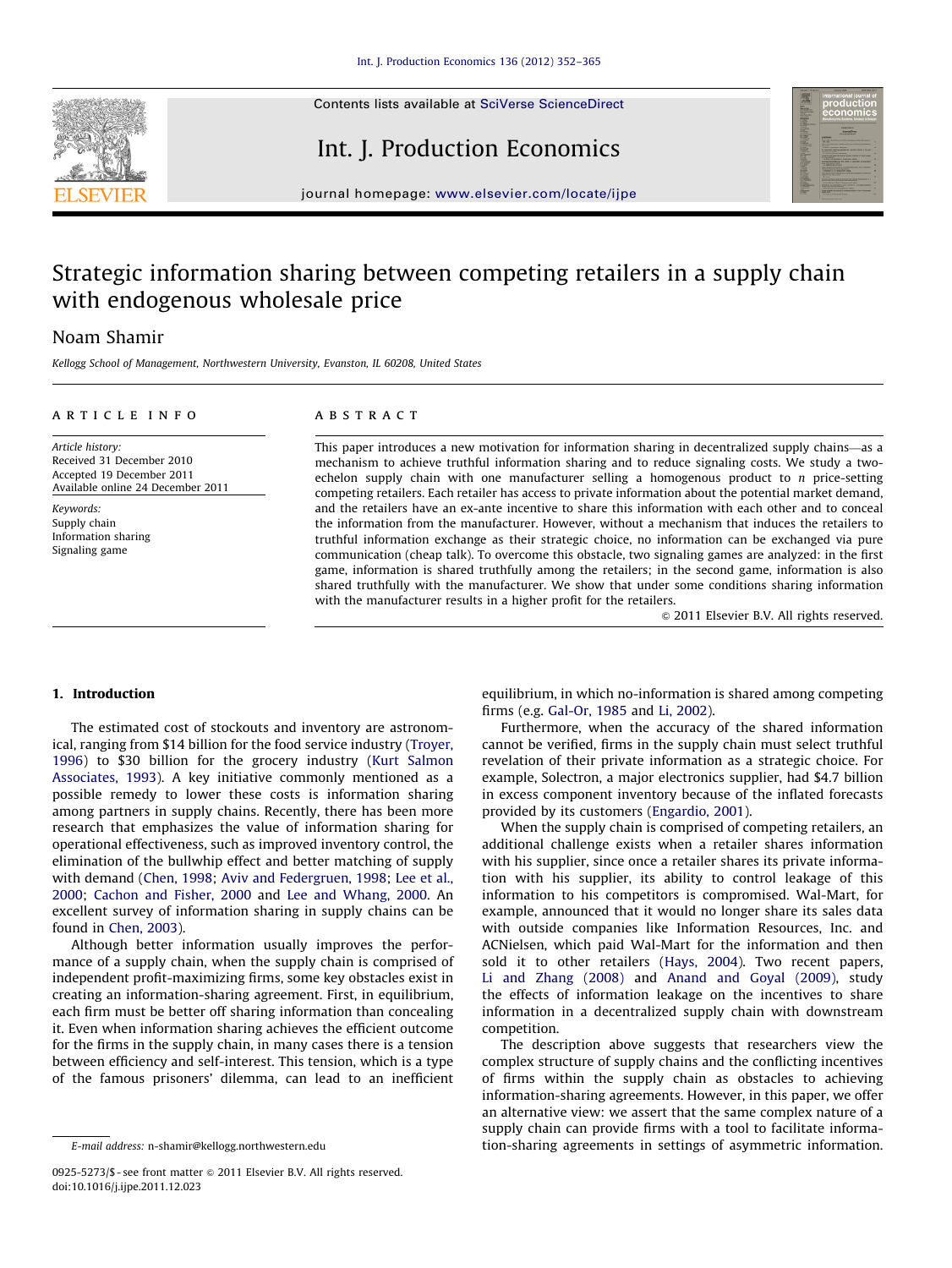# Strategic information sharing between competing retailers in a supply chain with endogenous wholesale price

Noam Shamir

*Kellogg School of Management, Northwestern University, Evanston, IL 60208, United States*

**ARTICLE INFO**

*Article history:*
Received 31 December 2010
Accepted 19 December 2011
Available online 24 December 2011

*Keywords:*
Supply chain
Information sharing
Signaling game

**ABSTRACT**

This paper introduces a new motivation for information sharing in decentralized supply chains—as a mechanism to achieve truthful information sharing and to reduce signaling costs. We study a two-echelon supply chain with one manufacturer selling a homogenous product to $n$ price-setting competing retailers. Each retailer has access to private information about the potential market demand, and the retailers have an ex-ante incentive to share this information with each other and to conceal the information from the manufacturer. However, without a mechanism that induces the retailers to truthful information exchange as their strategic choice, no information can be exchanged via pure communication (cheap talk). To overcome this obstacle, two signaling games are analyzed: in the first game, information is shared truthfully among the retailers; in the second game, information is also shared truthfully with the manufacturer. We show that under some conditions sharing information with the manufacturer results in a higher profit for the retailers.

© 2011 Elsevier B.V. All rights reserved.

## 1. Introduction

The estimated cost of stockouts and inventory are astronomical, ranging from $14 billion for the food service industry (Troyer, 1996) to $30 billion for the grocery industry (Kurt Salmon Associates, 1993). A key initiative commonly mentioned as a possible remedy to lower these costs is information sharing among partners in supply chains. Recently, there has been more research that emphasizes the value of information sharing for operational effectiveness, such as improved inventory control, the elimination of the bullwhip effect and better matching of supply with demand (Chen, 1998; Aviv and Federgruen, 1998; Lee et al., 2000; Cachon and Fisher, 2000 and Lee and Whang, 2000. An excellent survey of information sharing in supply chains can be found in Chen, 2003).

Although better information usually improves the performance of a supply chain, when the supply chain is comprised of independent profit-maximizing firms, some key obstacles exist in creating an information-sharing agreement. First, in equilibrium, each firm must be better off sharing information than concealing it. Even when information sharing achieves the efficient outcome for the firms in the supply chain, in many cases there is a tension between efficiency and self-interest. This tension, which is a type of the famous prisoners' dilemma, can lead to an inefficient equilibrium, in which no-information is shared among competing firms (e.g. Gal-Or, 1985 and Li, 2002).

Furthermore, when the accuracy of the shared information cannot be verified, firms in the supply chain must select truthful revelation of their private information as a strategic choice. For example, Solectron, a major electronics supplier, had $4.7 billion in excess component inventory because of the inflated forecasts provided by its customers (Engardio, 2001).

When the supply chain is comprised of competing retailers, an additional challenge exists when a retailer shares information with his supplier, since once a retailer shares its private information with his supplier, its ability to control leakage of this information to his competitors is compromised. Wal-Mart, for example, announced that it would no longer share its sales data with outside companies like Information Resources, Inc. and ACNielsen, which paid Wal-Mart for the information and then sold it to other retailers (Hays, 2004). Two recent papers, Li and Zhang (2008) and Anand and Goyal (2009), study the effects of information leakage on the incentives to share information in a decentralized supply chain with downstream competition.

The description above suggests that researchers view the complex structure of supply chains and the conflicting incentives of firms within the supply chain as obstacles to achieving information-sharing agreements. However, in this paper, we offer an alternative view: we assert that the same complex nature of a supply chain can provide firms with a tool to facilitate information-sharing agreements in settings of asymmetric information.

E-mail address: n-shamir@kellogg.northwestern.edu

0925-5273/$ - see front matter © 2011 Elsevier B.V. All rights reserved.
doi:10.1016/j.ijpe.2011.12.023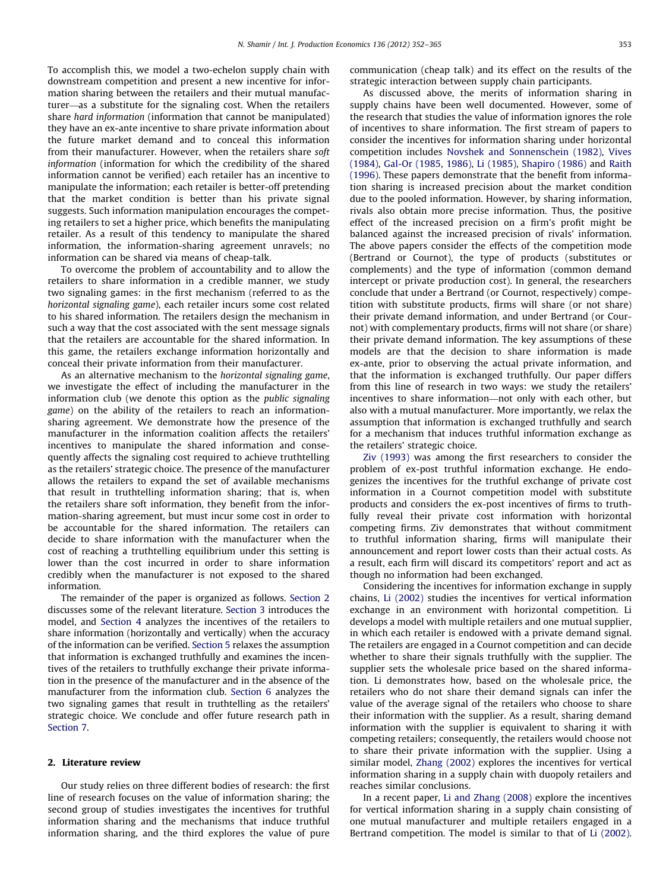To accomplish this, we model a two-echelon supply chain with downstream competition and present a new incentive for information sharing between the retailers and their mutual manufacturer—as a substitute for the signaling cost. When the retailers share *hard information* (information that cannot be manipulated) they have an ex-ante incentive to share private information about the future market demand and to conceal this information from their manufacturer. However, when the retailers share *soft information* (information for which the credibility of the shared information cannot be verified) each retailer has an incentive to manipulate the information; each retailer is better-off pretending that the market condition is better than his private signal suggests. Such information manipulation encourages the competing retailers to set a higher price, which benefits the manipulating retailer. As a result of this tendency to manipulate the shared information, the information-sharing agreement unravels; no information can be shared via means of cheap-talk.

To overcome the problem of accountability and to allow the retailers to share information in a credible manner, we study two signaling games: in the first mechanism (referred to as the *horizontal signaling game*), each retailer incurs some cost related to his shared information. The retailers design the mechanism in such a way that the cost associated with the sent message signals that the retailers are accountable for the shared information. In this game, the retailers exchange information horizontally and conceal their private information from their manufacturer.

As an alternative mechanism to the *horizontal signaling game*, we investigate the effect of including the manufacturer in the information club (we denote this option as the *public signaling game*) on the ability of the retailers to reach an information-sharing agreement. We demonstrate how the presence of the manufacturer in the information coalition affects the retailers' incentives to manipulate the shared information and consequently affects the signaling cost required to achieve truthtelling as the retailers' strategic choice. The presence of the manufacturer allows the retailers to expand the set of available mechanisms that result in truthtelling information sharing; that is, when the retailers share soft information, they benefit from the information-sharing agreement, but must incur some cost in order to be accountable for the shared information. The retailers can decide to share information with the manufacturer when the cost of reaching a truthtelling equilibrium under this setting is lower than the cost incurred in order to share information credibly when the manufacturer is not exposed to the shared information.

The remainder of the paper is organized as follows. Section 2 discusses some of the relevant literature. Section 3 introduces the model, and Section 4 analyzes the incentives of the retailers to share information (horizontally and vertically) when the accuracy of the information can be verified. Section 5 relaxes the assumption that information is exchanged truthfully and examines the incentives of the retailers to truthfully exchange their private information in the presence of the manufacturer and in the absence of the manufacturer from the information club. Section 6 analyzes the two signaling games that result in truthtelling as the retailers' strategic choice. We conclude and offer future research path in Section 7.

## 2. Literature review

Our study relies on three different bodies of research: the first line of research focuses on the value of information sharing; the second group of studies investigates the incentives for truthful information sharing and the mechanisms that induce truthful information sharing, and the third explores the value of pure communication (cheap talk) and its effect on the results of the strategic interaction between supply chain participants.

As discussed above, the merits of information sharing in supply chains have been well documented. However, some of the research that studies the value of information ignores the role of incentives to share information. The first stream of papers to consider the incentives for information sharing under horizontal competition includes Novshek and Sonnenschein (1982), Vives (1984), Gal-Or (1985, 1986), Li (1985), Shapiro (1986) and Raith (1996). These papers demonstrate that the benefit from information sharing is increased precision about the market condition due to the pooled information. However, by sharing information, rivals also obtain more precise information. Thus, the positive effect of the increased precision on a firm's profit might be balanced against the increased precision of rivals' information. The above papers consider the effects of the competition mode (Bertrand or Cournot), the type of products (substitutes or complements) and the type of information (common demand intercept or private production cost). In general, the researchers conclude that under a Bertrand (or Cournot, respectively) competition with substitute products, firms will share (or not share) their private demand information, and under Bertrand (or Cournot) with complementary products, firms will not share (or share) their private demand information. The key assumptions of these models are that the decision to share information is made ex-ante, prior to observing the actual private information, and that the information is exchanged truthfully. Our paper differs from this line of research in two ways: we study the retailers' incentives to share information—not only with each other, but also with a mutual manufacturer. More importantly, we relax the assumption that information is exchanged truthfully and search for a mechanism that induces truthful information exchange as the retailers' strategic choice.

Ziv (1993) was among the first researchers to consider the problem of ex-post truthful information exchange. He endogenizes the incentives for the truthful exchange of private cost information in a Cournot competition model with substitute products and considers the ex-post incentives of firms to truthfully reveal their private cost information with horizontal competing firms. Ziv demonstrates that without commitment to truthful information sharing, firms will manipulate their announcement and report lower costs than their actual costs. As a result, each firm will discard its competitors' report and act as though no information had been exchanged.

Considering the incentives for information exchange in supply chains, Li (2002) studies the incentives for vertical information exchange in an environment with horizontal competition. Li develops a model with multiple retailers and one mutual supplier, in which each retailer is endowed with a private demand signal. The retailers are engaged in a Cournot competition and can decide whether to share their signals truthfully with the supplier. The supplier sets the wholesale price based on the shared information. Li demonstrates how, based on the wholesale price, the retailers who do not share their demand signals can infer the value of the average signal of the retailers who choose to share their information with the supplier. As a result, sharing demand information with the supplier is equivalent to sharing it with competing retailers; consequently, the retailers would choose not to share their private information with the supplier. Using a similar model, Zhang (2002) explores the incentives for vertical information sharing in a supply chain with duopoly retailers and reaches similar conclusions.

In a recent paper, Li and Zhang (2008) explore the incentives for vertical information sharing in a supply chain consisting of one mutual manufacturer and multiple retailers engaged in a Bertrand competition. The model is similar to that of Li (2002).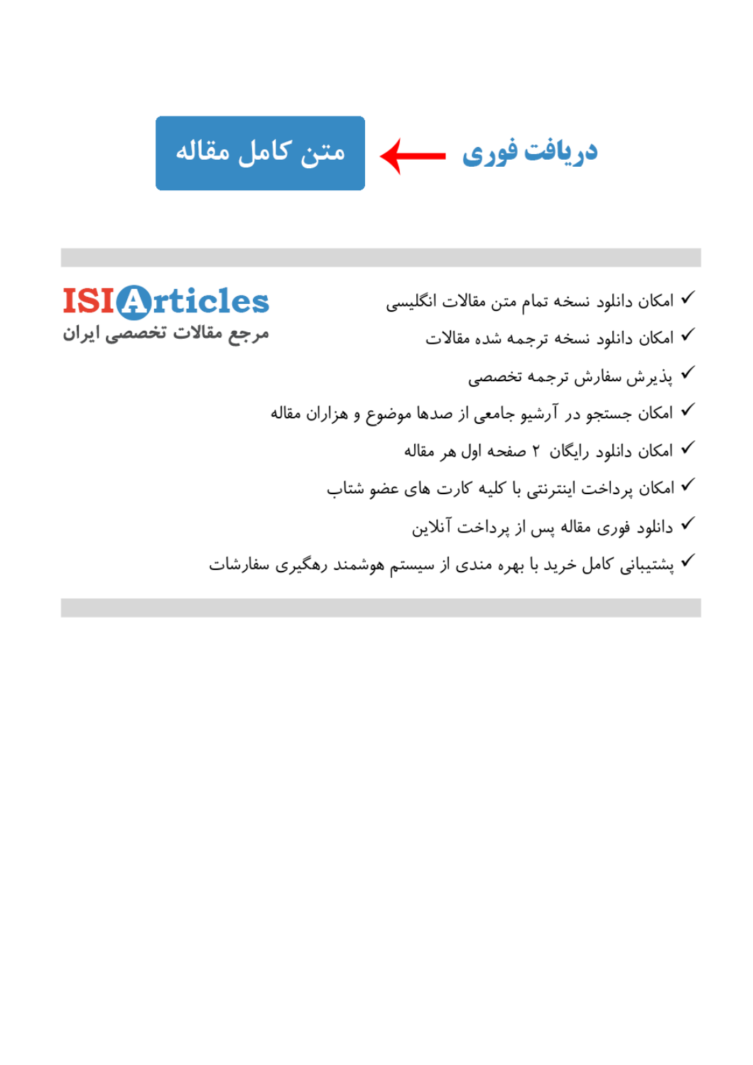دریافت فوری ← **متن کامل مقاله**

**ISIArticles**
مرجع مقالات تخصصی ایران

- ✓ امکان دانلود نسخه تمام متن مقالات انگلیسی
- ✓ امکان دانلود نسخه ترجمه شده مقالات
- ✓ پذیرش سفارش ترجمه تخصصی
- ✓ امکان جستجو در آرشیو جامعی از صدها موضوع و هزاران مقاله
- ✓ امکان دانلود رایگان ۲ صفحه اول هر مقاله
- ✓ امکان پرداخت اینترنتی با کلیه کارت های عضو شتاب
- ✓ دانلود فوری مقاله پس از پرداخت آنلاین
- ✓ پشتیبانی کامل خرید با بهره مندی از سیستم هوشمند رهگیری سفارشات